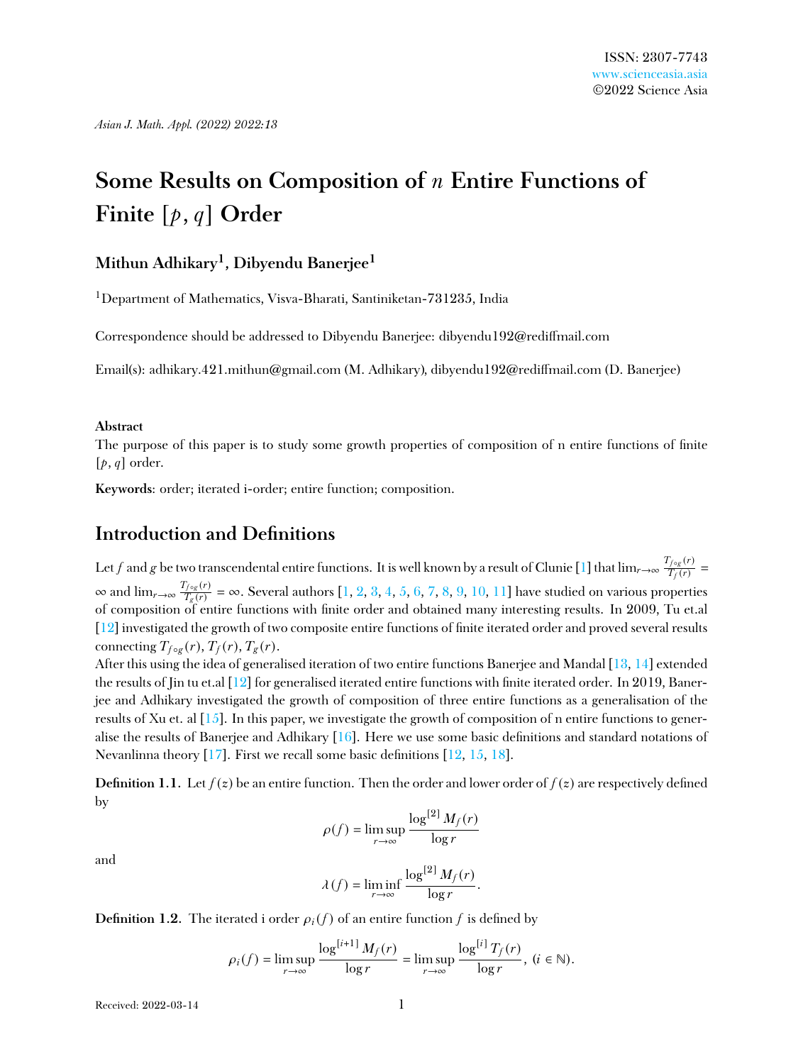# Some Results on Composition of $n$ Entire Functions of Finite $[p, q]$ Order

**Mithun Adhikary[1], Dibyendu Banerjee[1]**

[1]Department of Mathematics, Visva-Bharati, Santiniketan-731235, India

Correspondence should be addressed to Dibyendu Banerjee: dibyendu192@rediffmail.com

Email(s): adhikary.421.mithun@gmail.com (M. Adhikary), dibyendu192@rediffmail.com (D. Banerjee)

**Abstract**

The purpose of this paper is to study some growth properties of composition of n entire functions of finite $[p, q]$ order.

**Keywords**: order; iterated i-order; entire function; composition.

## Introduction and Definitions

Let $f$ and $g$ be two transcendental entire functions. It is well known by a result of Clunie [1] that $\lim_{r\to\infty} \frac{T_{f\circ g}(r)}{T_f(r)} = \infty$ and $\lim_{r\to\infty} \frac{T_{f\circ g}(r)}{T_g(r)} = \infty$. Several authors [1, 2, 3, 4, 5, 6, 7, 8, 9, 10, 11] have studied on various properties of composition of entire functions with finite order and obtained many interesting results. In 2009, Tu et.al [12] investigated the growth of two composite entire functions of finite iterated order and proved several results connecting $T_{f\circ g}(r)$, $T_f(r)$, $T_g(r)$.

After this using the idea of generalised iteration of two entire functions Banerjee and Mandal [13, 14] extended the results of Jin tu et.al [12] for generalised iterated entire functions with finite iterated order. In 2019, Banerjee and Adhikary investigated the growth of composition of three entire functions as a generalisation of the results of Xu et. al [15]. In this paper, we investigate the growth of composition of n entire functions to generalise the results of Banerjee and Adhikary [16]. Here we use some basic definitions and standard notations of Nevanlinna theory [17]. First we recall some basic definitions [12, 15, 18].

**Definition 1.1.** Let $f(z)$ be an entire function. Then the order and lower order of $f(z)$ are respectively defined by

$$\rho(f) = \limsup_{r\to\infty} \frac{\log^{[2]} M_f(r)}{\log r}$$

and

$$\lambda(f) = \liminf_{r\to\infty} \frac{\log^{[2]} M_f(r)}{\log r}.$$

**Definition 1.2.** The iterated i order $\rho_i(f)$ of an entire function $f$ is defined by

$$\rho_i(f) = \limsup_{r\to\infty} \frac{\log^{[i+1]} M_f(r)}{\log r} = \limsup_{r\to\infty} \frac{\log^{[i]} T_f(r)}{\log r}, \ (i \in \mathbb{N}).$$

Received: 2022-03-14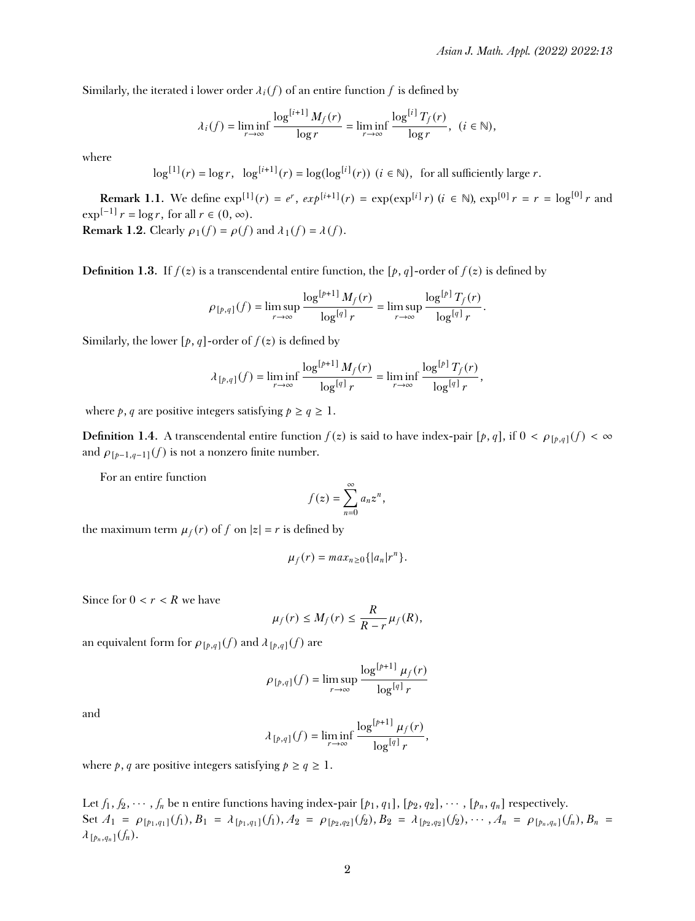Similarly, the iterated i lower order $\lambda_i(f)$ of an entire function $f$ is defined by

$$\lambda_i(f) = \liminf_{r\to\infty} \frac{\log^{[i+1]} M_f(r)}{\log r} = \liminf_{r\to\infty} \frac{\log^{[i]} T_f(r)}{\log r}, \ \ (i \in \mathbb{N}),$$

where

$$\log^{[1]}(r) = \log r, \ \ \log^{[i+1]}(r) = \log(\log^{[i]}(r)) \ (i \in \mathbb{N}), \ \ \text{for all sufficiently large } r.$$

**Remark 1.1.** We define $\exp^{[1]}(r) = e^r$, $exp^{[i+1]}(r) = \exp(\exp^{[i]} r)$ $(i \in \mathbb{N})$, $\exp^{[0]} r = r = \log^{[0]} r$ and $\exp^{[-1]} r = \log r$, for all $r \in (0, \infty)$.
**Remark 1.2.** Clearly $\rho_1(f) = \rho(f)$ and $\lambda_1(f) = \lambda(f)$.

**Definition 1.3.** If $f(z)$ is a transcendental entire function, the $[p,q]$-order of $f(z)$ is defined by

$$\rho_{[p,q]}(f) = \limsup_{r\to\infty} \frac{\log^{[p+1]} M_f(r)}{\log^{[q]} r} = \limsup_{r\to\infty} \frac{\log^{[p]} T_f(r)}{\log^{[q]} r}.$$

Similarly, the lower $[p,q]$-order of $f(z)$ is defined by

$$\lambda_{[p,q]}(f) = \liminf_{r\to\infty} \frac{\log^{[p+1]} M_f(r)}{\log^{[q]} r} = \liminf_{r\to\infty} \frac{\log^{[p]} T_f(r)}{\log^{[q]} r},$$

where $p, q$ are positive integers satisfying $p \geq q \geq 1$.

**Definition 1.4.** A transcendental entire function $f(z)$ is said to have index-pair $[p,q]$, if $0 < \rho_{[p,q]}(f) < \infty$ and $\rho_{[p-1,q-1]}(f)$ is not a nonzero finite number.

For an entire function

$$f(z) = \sum_{n=0}^{\infty} a_n z^n,$$

the maximum term $\mu_f(r)$ of $f$ on $|z| = r$ is defined by

$$\mu_f(r) = max_{n\geq 0}\{|a_n| r^n\}.$$

Since for $0 < r < R$ we have

$$\mu_f(r) \leq M_f(r) \leq \frac{R}{R-r}\mu_f(R),$$

an equivalent form for $\rho_{[p,q]}(f)$ and $\lambda_{[p,q]}(f)$ are

$$\rho_{[p,q]}(f) = \limsup_{r\to\infty} \frac{\log^{[p+1]} \mu_f(r)}{\log^{[q]} r}$$

and

$$\lambda_{[p,q]}(f) = \liminf_{r\to\infty} \frac{\log^{[p+1]} \mu_f(r)}{\log^{[q]} r},$$

where $p, q$ are positive integers satisfying $p \geq q \geq 1$.

Let $f_1, f_2, \cdots, f_n$ be n entire functions having index-pair $[p_1, q_1], [p_2, q_2], \cdots, [p_n, q_n]$ respectively.
Set $A_1 = \rho_{[p_1,q_1]}(f_1), B_1 = \lambda_{[p_1,q_1]}(f_1), A_2 = \rho_{[p_2,q_2]}(f_2), B_2 = \lambda_{[p_2,q_2]}(f_2), \cdots, A_n = \rho_{[p_n,q_n]}(f_n), B_n = \lambda_{[p_n,q_n]}(f_n)$.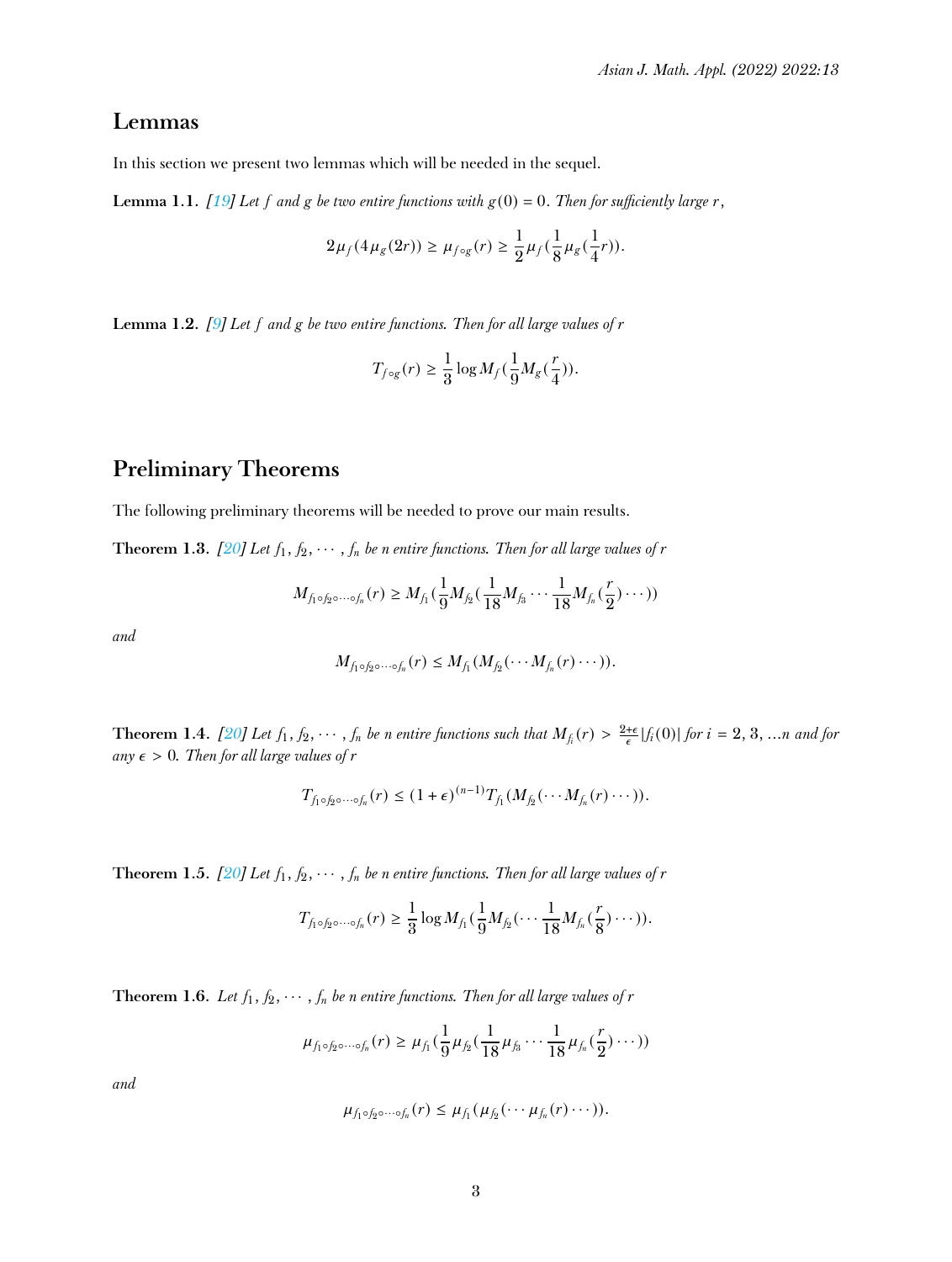## Lemmas

In this section we present two lemmas which will be needed in the sequel.

**Lemma 1.1.** *[19] Let $f$ and $g$ be two entire functions with $g(0) = 0$. Then for sufficiently large $r$,*

$$2\mu_f(4\mu_g(2r)) \geq \mu_{f\circ g}(r) \geq \frac{1}{2}\mu_f(\frac{1}{8}\mu_g(\frac{1}{4}r)).$$

**Lemma 1.2.** *[9] Let $f$ and $g$ be two entire functions. Then for all large values of $r$*

$$T_{f\circ g}(r) \geq \frac{1}{3}\log M_f(\frac{1}{9}M_g(\frac{r}{4})).$$

## Preliminary Theorems

The following preliminary theorems will be needed to prove our main results.

**Theorem 1.3.** *[20] Let $f_1, f_2, \cdots, f_n$ be $n$ entire functions. Then for all large values of $r$*

$$M_{f_1\circ f_2\circ\cdots\circ f_n}(r) \geq M_{f_1}(\frac{1}{9}M_{f_2}(\frac{1}{18}M_{f_3}\cdots\frac{1}{18}M_{f_n}(\frac{r}{2})\cdots))$$

*and*

$$M_{f_1\circ f_2\circ\cdots\circ f_n}(r) \leq M_{f_1}(M_{f_2}(\cdots M_{f_n}(r)\cdots)).$$

**Theorem 1.4.** *[20] Let $f_1, f_2, \cdots, f_n$ be $n$ entire functions such that $M_{f_i}(r) > \frac{2+\epsilon}{\epsilon}|f_i(0)|$ for $i = 2, 3, \ldots n$ and for any $\epsilon > 0$. Then for all large values of $r$*

$$T_{f_1\circ f_2\circ\cdots\circ f_n}(r) \leq (1+\epsilon)^{(n-1)}T_{f_1}(M_{f_2}(\cdots M_{f_n}(r)\cdots)).$$

**Theorem 1.5.** *[20] Let $f_1, f_2, \cdots, f_n$ be $n$ entire functions. Then for all large values of $r$*

$$T_{f_1\circ f_2\circ\cdots\circ f_n}(r) \geq \frac{1}{3}\log M_{f_1}(\frac{1}{9}M_{f_2}(\cdots\frac{1}{18}M_{f_n}(\frac{r}{8})\cdots)).$$

**Theorem 1.6.** *Let $f_1, f_2, \cdots, f_n$ be $n$ entire functions. Then for all large values of $r$*

$$\mu_{f_1\circ f_2\circ\cdots\circ f_n}(r) \geq \mu_{f_1}(\frac{1}{9}\mu_{f_2}(\frac{1}{18}\mu_{f_3}\cdots\frac{1}{18}\mu_{f_n}(\frac{r}{2})\cdots))$$

*and*

$$\mu_{f_1\circ f_2\circ\cdots\circ f_n}(r) \leq \mu_{f_1}(\mu_{f_2}(\cdots\mu_{f_n}(r)\cdots)).$$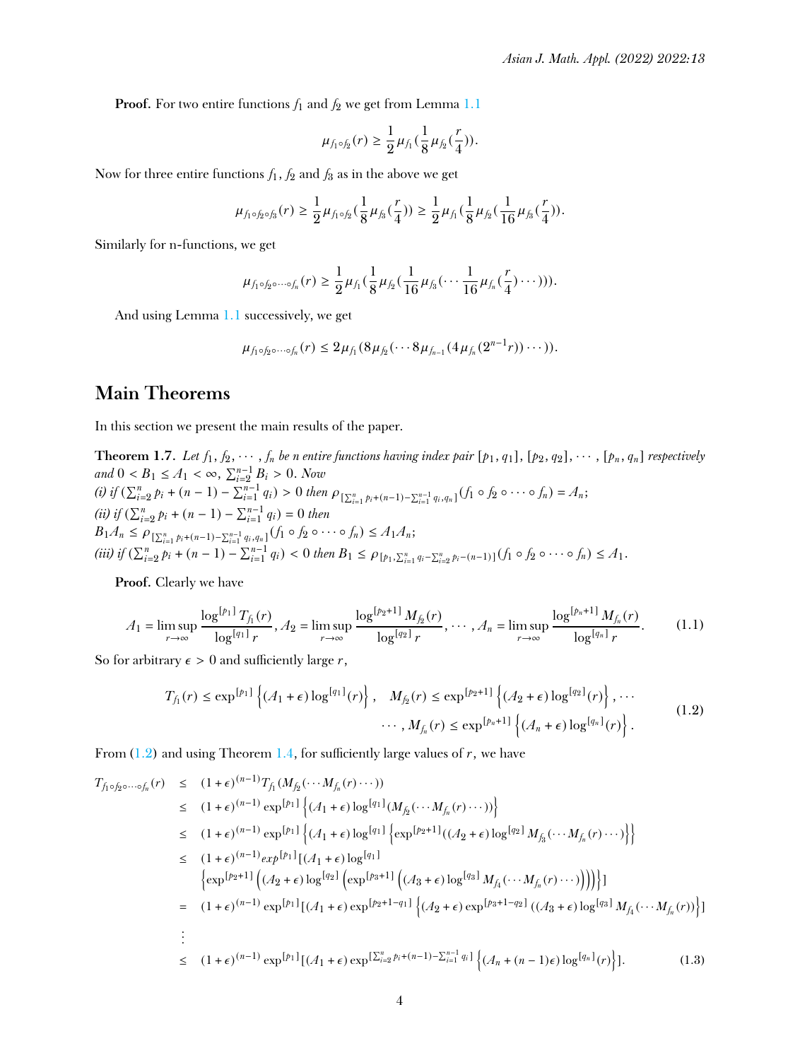**Proof.** For two entire functions $f_1$ and $f_2$ we get from Lemma 1.1

$$\mu_{f_1 \circ f_2}(r) \geq \frac{1}{2}\mu_{f_1}(\frac{1}{8}\mu_{f_2}(\frac{r}{4})).$$

Now for three entire functions $f_1$, $f_2$ and $f_3$ as in the above we get

$$\mu_{f_1 \circ f_2 \circ f_3}(r) \geq \frac{1}{2}\mu_{f_1 \circ f_2}(\frac{1}{8}\mu_{f_3}(\frac{r}{4})) \geq \frac{1}{2}\mu_{f_1}(\frac{1}{8}\mu_{f_2}(\frac{1}{16}\mu_{f_3}(\frac{r}{4})).$$

Similarly for n-functions, we get

$$\mu_{f_1 \circ f_2 \circ \cdots \circ f_n}(r) \geq \frac{1}{2}\mu_{f_1}(\frac{1}{8}\mu_{f_2}(\frac{1}{16}\mu_{f_3}(\cdots \frac{1}{16}\mu_{f_n}(\frac{r}{4})\cdots))).$$

And using Lemma 1.1 successively, we get

$$\mu_{f_1 \circ f_2 \circ \cdots \circ f_n}(r) \leq 2\mu_{f_1}(8\mu_{f_2}(\cdots 8\mu_{f_{n-1}}(4\mu_{f_n}(2^{n-1}r))\cdots)).$$

## Main Theorems

In this section we present the main results of the paper.

**Theorem 1.7.** *Let $f_1, f_2, \cdots, f_n$ be n entire functions having index pair $[p_1, q_1], [p_2, q_2], \cdots, [p_n, q_n]$ respectively and $0 < B_1 \leq A_1 < \infty$, $\sum_{i=2}^{n-1} B_i > 0$. Now*
*(i) if $(\sum_{i=2}^{n} p_i + (n-1) - \sum_{i=1}^{n-1} q_i) > 0$ then $\rho_{[\sum_{i=1}^{n} p_i + (n-1) - \sum_{i=1}^{n-1} q_i, q_n]}(f_1 \circ f_2 \circ \cdots \circ f_n) = A_n$;*
*(ii) if $(\sum_{i=2}^{n} p_i + (n-1) - \sum_{i=1}^{n-1} q_i) = 0$ then*
*$B_1 A_n \leq \rho_{[\sum_{i=1}^{n} p_i + (n-1) - \sum_{i=1}^{n-1} q_i, q_n]}(f_1 \circ f_2 \circ \cdots \circ f_n) \leq A_1 A_n$;*
*(iii) if $(\sum_{i=2}^{n} p_i + (n-1) - \sum_{i=1}^{n-1} q_i) < 0$ then $B_1 \leq \rho_{[p_1, \sum_{i=1}^{n} q_i - \sum_{i=2}^{n} p_i - (n-1)]}(f_1 \circ f_2 \circ \cdots \circ f_n) \leq A_1$.*

**Proof.** Clearly we have

$$A_1 = \limsup_{r \to \infty} \frac{\log^{[p_1]} T_{f_1}(r)}{\log^{[q_1]} r}, A_2 = \limsup_{r \to \infty} \frac{\log^{[p_2+1]} M_{f_2}(r)}{\log^{[q_2]} r}, \cdots, A_n = \limsup_{r \to \infty} \frac{\log^{[p_n+1]} M_{f_n}(r)}{\log^{[q_n]} r}. \tag{1.1}$$

So for arbitrary $\epsilon > 0$ and sufficiently large $r$,

$$T_{f_1}(r) \leq \exp^{[p_1]}\left\{(A_1 + \epsilon)\log^{[q_1]}(r)\right\}, \quad M_{f_2}(r) \leq \exp^{[p_2+1]}\left\{(A_2 + \epsilon)\log^{[q_2]}(r)\right\}, \cdots$$
$$\cdots, M_{f_n}(r) \leq \exp^{[p_n+1]}\left\{(A_n + \epsilon)\log^{[q_n]}(r)\right\}. \tag{1.2}$$

From (1.2) and using Theorem 1.4, for sufficiently large values of $r$, we have

$$\begin{aligned}
T_{f_1 \circ f_2 \circ \cdots \circ f_n}(r) &\leq (1+\epsilon)^{(n-1)} T_{f_1}(M_{f_2}(\cdots M_{f_n}(r)\cdots)) \\
&\leq (1+\epsilon)^{(n-1)} \exp^{[p_1]}\left\{(A_1 + \epsilon)\log^{[q_1]}(M_{f_2}(\cdots M_{f_n}(r)\cdots))\right\} \\
&\leq (1+\epsilon)^{(n-1)} \exp^{[p_1]}\left\{(A_1 + \epsilon)\log^{[q_1]}\left\{\exp^{[p_2+1]}((A_2 + \epsilon)\log^{[q_2]} M_{f_3}(\cdots M_{f_n}(r)\cdots)\right\}\right\} \\
&\leq (1+\epsilon)^{(n-1)} exp^{[p_1]}[(A_1 + \epsilon)\log^{[q_1]} \\
&\quad \left\{\exp^{[p_2+1]}\left((A_2 + \epsilon)\log^{[q_2]}\left(\exp^{[p_3+1]}\left((A_3 + \epsilon)\log^{[q_3]} M_{f_4}(\cdots M_{f_n}(r)\cdots)\right)\right)\right)\right\}] \\
&= (1+\epsilon)^{(n-1)} \exp^{[p_1]}[(A_1 + \epsilon)\exp^{[p_2+1-q_1]}\left\{(A_2 + \epsilon)\exp^{[p_3+1-q_2]}((A_3 + \epsilon)\log^{[q_3]} M_{f_4}(\cdots M_{f_n}(r))\right\}] \\
&\vdots \\
&\leq (1+\epsilon)^{(n-1)} \exp^{[p_1]}[(A_1 + \epsilon)\exp^{[\sum_{i=2}^{n} p_i + (n-1) - \sum_{i=1}^{n-1} q_i]}\left\{(A_n + (n-1)\epsilon)\log^{[q_n]}(r)\right\}].
\end{aligned} \tag{1.3}$$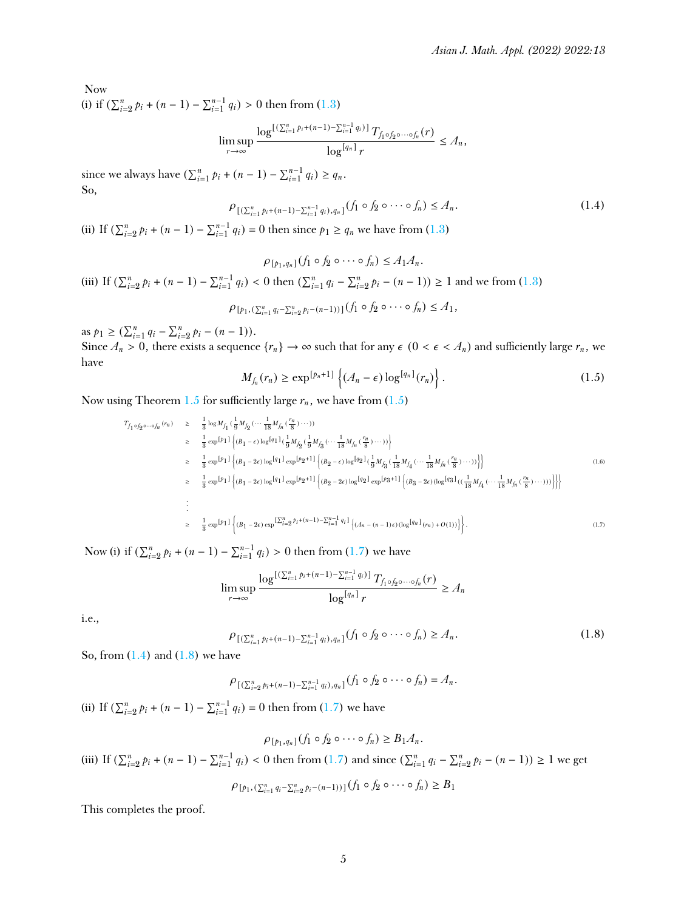Now
(i) if $(\sum_{i=2}^{n} p_i + (n-1) - \sum_{i=1}^{n-1} q_i) > 0$ then from (1.3)

$$\limsup_{r\to\infty} \frac{\log^{[(\sum_{i=1}^{n} p_i+(n-1)-\sum_{i=1}^{n-1} q_i)]} T_{f_1\circ f_2\circ\cdots\circ f_n}(r)}{\log^{[q_n]} r} \leq A_n,$$

since we always have $(\sum_{i=1}^{n} p_i + (n-1) - \sum_{i=1}^{n-1} q_i) \geq q_n$.
So,

$$\rho_{[(\sum_{i=1}^{n} p_i+(n-1)-\sum_{i=1}^{n-1} q_i),q_n]}(f_1 \circ f_2 \circ \cdots \circ f_n) \leq A_n. \tag{1.4}$$

(ii) If $(\sum_{i=2}^{n} p_i + (n-1) - \sum_{i=1}^{n-1} q_i) = 0$ then since $p_1 \geq q_n$ we have from (1.3)

$$\rho_{[p_1,q_n]}(f_1 \circ f_2 \circ \cdots \circ f_n) \leq A_1 A_n.$$

(iii) If $(\sum_{i=2}^{n} p_i + (n-1) - \sum_{i=1}^{n-1} q_i) < 0$ then $(\sum_{i=1}^{n} q_i - \sum_{i=2}^{n} p_i - (n-1)) \geq 1$ and we from (1.3)

$$\rho_{[p_1,(\sum_{i=1}^{n} q_i-\sum_{i=2}^{n} p_i-(n-1))]}(f_1 \circ f_2 \circ \cdots \circ f_n) \leq A_1,$$

as $p_1 \geq (\sum_{i=1}^{n} q_i - \sum_{i=2}^{n} p_i - (n-1))$.
Since $A_n > 0$, there exists a sequence $\{r_n\} \to \infty$ such that for any $\epsilon$ $(0 < \epsilon < A_n)$ and sufficiently large $r_n$, we have

$$M_{f_n}(r_n) \geq \exp^{[p_n+1]}\left\{(A_n - \epsilon)\log^{[q_n]}(r_n)\right\}. \tag{1.5}$$

Now using Theorem 1.5 for sufficiently large $r_n$, we have from (1.5)

$$\begin{aligned}
T_{f_1\circ f_2\circ\cdots\circ f_n}(r_n) &\geq \frac{1}{3}\log M_{f_1}\left(\frac{1}{9}M_{f_2}\left(\cdots\frac{1}{18}M_{f_n}\left(\frac{r_n}{8}\right)\cdots\right)\right)\\
&\geq \frac{1}{3}\exp^{[p_1]}\left\{(B_1-\epsilon)\log^{[q_1]}\left(\frac{1}{9}M_{f_2}\left(\frac{1}{9}M_{f_3}\left(\cdots\frac{1}{18}M_{f_n}\left(\frac{r_n}{8}\right)\cdots\right)\right)\right)\right\}\\
&\geq \frac{1}{3}\exp^{[p_1]}\left\{(B_1-2\epsilon)\log^{[q_1]}\exp^{[p_2+1]}\left\{(B_2-\epsilon)\log^{[q_2]}\left(\frac{1}{9}M_{f_3}\left(\frac{1}{18}M_{f_4}\left(\cdots\frac{1}{18}M_{f_n}\left(\frac{r_n}{8}\right)\cdots\right)\right)\right)\right\}\right\}\\
&\geq \frac{1}{3}\exp^{[p_1]}\left\{(B_1-2\epsilon)\log^{[q_1]}\exp^{[p_2+1]}\left\{(B_2-2\epsilon)\log^{[q_2]}\exp^{[p_3+1]}\left\{(B_3-2\epsilon)(\log^{[q_3]}\left(\left(\frac{1}{18}M_{f_4}\left(\cdots\frac{1}{18}M_{f_n}\left(\frac{r_n}{8}\right)\cdots\right)\right)\right)\right\}\right\}\right\}
\end{aligned} \tag{1.6}$$

$$\vdots$$

$$\geq \frac{1}{3}\exp^{[p_1]}\left\{(B_1-2\epsilon)\exp^{[\sum_{i=2}^{n} p_i+(n-1)-\sum_{i=1}^{n-1} q_i]}\left\{(A_n-(n-1)\epsilon)(\log^{[q_n]}(r_n)+O(1))\right\}\right\}. \tag{1.7}$$

Now (i) if $(\sum_{i=2}^{n} p_i + (n-1) - \sum_{i=1}^{n-1} q_i) > 0$ then from (1.7) we have

$$\limsup_{r\to\infty} \frac{\log^{[(\sum_{i=1}^{n} p_i+(n-1)-\sum_{i=1}^{n-1} q_i)]} T_{f_1\circ f_2\circ\cdots\circ f_n}(r)}{\log^{[q_n]} r} \geq A_n$$

i.e.,

$$\rho_{[(\sum_{i=1}^{n} p_i+(n-1)-\sum_{i=1}^{n-1} q_i),q_n]}(f_1 \circ f_2 \circ \cdots \circ f_n) \geq A_n. \tag{1.8}$$

So, from (1.4) and (1.8) we have

$$\rho_{[(\sum_{i=2}^{n} p_i+(n-1)-\sum_{i=1}^{n-1} q_i),q_n]}(f_1 \circ f_2 \circ \cdots \circ f_n) = A_n.$$

(ii) If $(\sum_{i=2}^{n} p_i + (n-1) - \sum_{i=1}^{n-1} q_i) = 0$ then from (1.7) we have

$$\rho_{[p_1,q_n]}(f_1 \circ f_2 \circ \cdots \circ f_n) \geq B_1 A_n.$$

(iii) If $(\sum_{i=2}^{n} p_i + (n-1) - \sum_{i=1}^{n-1} q_i) < 0$ then from (1.7) and since $(\sum_{i=1}^{n} q_i - \sum_{i=2}^{n} p_i - (n-1)) \geq 1$ we get

$$\rho_{[p_1,(\sum_{i=1}^{n} q_i-\sum_{i=2}^{n} p_i-(n-1))]}(f_1 \circ f_2 \circ \cdots \circ f_n) \geq B_1$$

This completes the proof.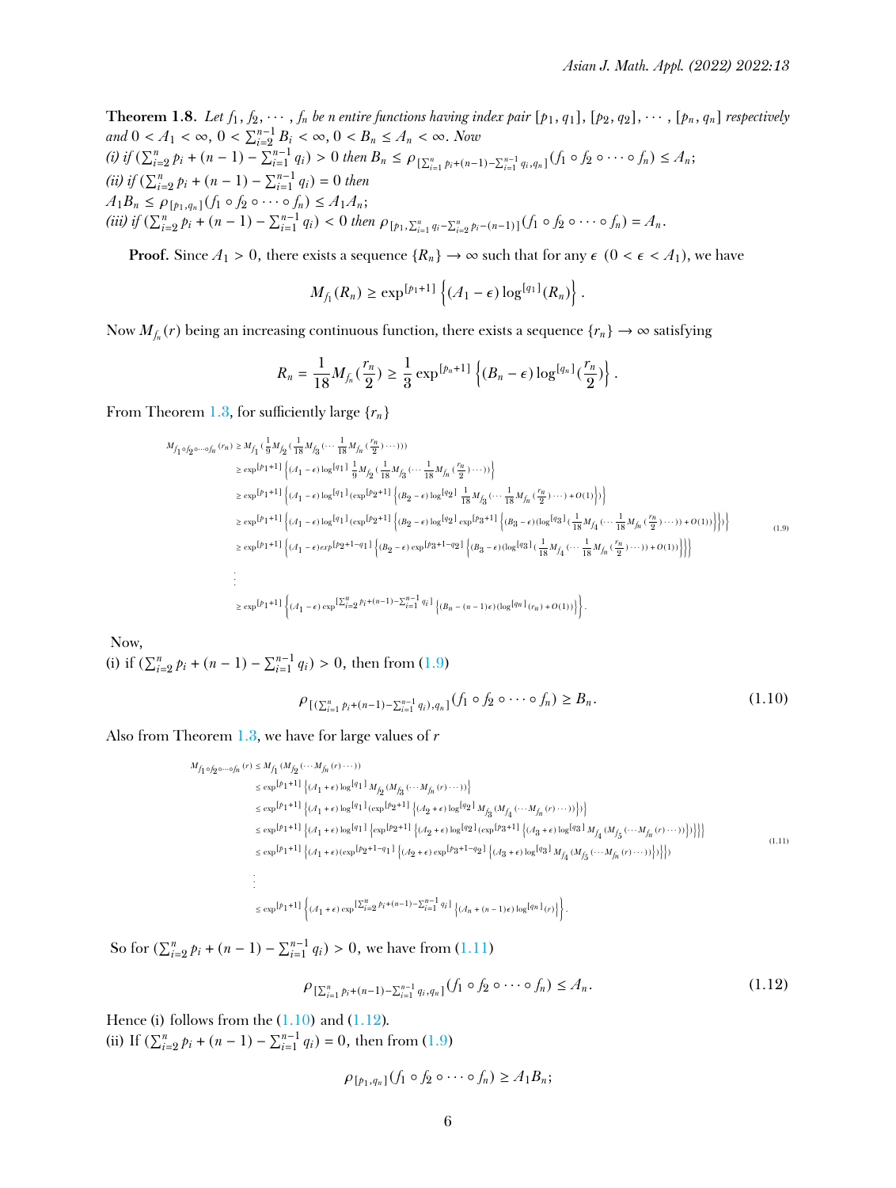**Theorem 1.8.** *Let $f_1, f_2, \cdots, f_n$ be $n$ entire functions having index pair $[p_1, q_1], [p_2, q_2], \cdots, [p_n, q_n]$ respectively and $0 < A_1 < \infty$, $0 < \sum_{i=2}^{n-1} B_i < \infty$, $0 < B_n \le A_n < \infty$. Now*
*(i) if $(\sum_{i=2}^{n} p_i + (n-1) - \sum_{i=1}^{n-1} q_i) > 0$ then $B_n \le \rho_{[\sum_{i=1}^{n} p_i + (n-1) - \sum_{i=1}^{n-1} q_i, q_n]}(f_1 \circ f_2 \circ \cdots \circ f_n) \le A_n$;*
*(ii) if $(\sum_{i=2}^{n} p_i + (n-1) - \sum_{i=1}^{n-1} q_i) = 0$ then*
*$A_1 B_n \le \rho_{[p_1, q_n]}(f_1 \circ f_2 \circ \cdots \circ f_n) \le A_1 A_n$;*
*(iii) if $(\sum_{i=2}^{n} p_i + (n-1) - \sum_{i=1}^{n-1} q_i) < 0$ then $\rho_{[p_1, \sum_{i=1}^{n} q_i - \sum_{i=2}^{n} p_i - (n-1)]}(f_1 \circ f_2 \circ \cdots \circ f_n) = A_n$.*

**Proof.** Since $A_1 > 0$, there exists a sequence $\{R_n\} \to \infty$ such that for any $\epsilon$ $(0 < \epsilon < A_1)$, we have

$$M_{f_1}(R_n) \ge \exp^{[p_1+1]}\left\{(A_1 - \epsilon)\log^{[q_1]}(R_n)\right\}.$$

Now $M_{f_n}(r)$ being an increasing continuous function, there exists a sequence $\{r_n\} \to \infty$ satisfying

$$R_n = \frac{1}{18} M_{f_n}\left(\frac{r_n}{2}\right) \ge \frac{1}{3}\exp^{[p_n+1]}\left\{(B_n - \epsilon)\log^{[q_n]}\left(\frac{r_n}{2}\right)\right\}.$$

From Theorem 1.3, for sufficiently large $\{r_n\}$

$$\begin{aligned}
M_{f_1 \circ f_2 \circ \cdots \circ f_n}(r_n) &\ge M_{f_1}\left(\frac{1}{9} M_{f_2}\left(\frac{1}{18} M_{f_3}\left(\cdots \frac{1}{18} M_{f_n}\left(\frac{r_n}{2}\right)\cdots\right)\right)\right) \\
&\ge \exp^{[p_1+1]}\left\{(A_1 - \epsilon)\log^{[q_1]} \frac{1}{9} M_{f_2}\left(\frac{1}{18} M_{f_3}\left(\cdots \frac{1}{18} M_{f_n}\left(\frac{r_n}{2}\right)\cdots\right)\right)\right\} \\
&\ge \exp^{[p_1+1]}\left\{(A_1 - \epsilon)\log^{[q_1]}\left(\exp^{[p_2+1]}\left\{(B_2 - \epsilon)\log^{[q_2]} \frac{1}{18} M_{f_3}\left(\cdots \frac{1}{18} M_{f_n}\left(\frac{r_n}{2}\right)\cdots\right) + O(1)\right\}\right)\right\} \\
&\ge \exp^{[p_1+1]}\left\{(A_1 - \epsilon)\log^{[q_1]}\left(\exp^{[p_2+1]}\left\{(B_2 - \epsilon)\log^{[q_2]}\exp^{[p_3+1]}\left\{(B_3 - \epsilon)\left(\log^{[q_3]}\left(\frac{1}{18} M_{f_4}\left(\cdots \frac{1}{18} M_{f_n}\left(\frac{r_n}{2}\right)\cdots\right)\right) + O(1)\right)\right\}\right\}\right)\right\} \\
&\ge \exp^{[p_1+1]}\left\{(A_1 - \epsilon) exp^{[p_2+1-q_1]}\left\{(B_2 - \epsilon)\exp^{[p_3+1-q_2]}\left\{(B_3 - \epsilon)\left(\log^{[q_3]}\left(\frac{1}{18} M_{f_4}\left(\cdots \frac{1}{18} M_{f_n}\left(\frac{r_n}{2}\right)\cdots\right)\right) + O(1)\right)\right\}\right\}\right\} \\
&\;\vdots \\
&\ge \exp^{[p_1+1]}\left\{(A_1 - \epsilon)\exp^{[\sum_{i=2}^{n} p_i + (n-1) - \sum_{i=1}^{n-1} q_i]}\left\{(B_n - (n-1)\epsilon)\left(\log^{[q_n]}(r_n) + O(1)\right)\right\}\right\}.
\end{aligned} \tag{1.9}$$

Now,
(i) if $(\sum_{i=2}^{n} p_i + (n-1) - \sum_{i=1}^{n-1} q_i) > 0$, then from (1.9)

$$\rho_{[(\sum_{i=1}^{n} p_i + (n-1) - \sum_{i=1}^{n-1} q_i), q_n]}(f_1 \circ f_2 \circ \cdots \circ f_n) \ge B_n. \tag{1.10}$$

Also from Theorem 1.3, we have for large values of $r$

$$\begin{aligned}
M_{f_1 \circ f_2 \circ \cdots \circ f_n}(r) &\le M_{f_1}(M_{f_2}(\cdots M_{f_n}(r)\cdots)) \\
&\le \exp^{[p_1+1]}\left\{(A_1 + \epsilon)\log^{[q_1]} M_{f_2}(M_{f_3}(\cdots M_{f_n}(r)\cdots))\right\} \\
&\le \exp^{[p_1+1]}\left\{(A_1 + \epsilon)\log^{[q_1]}\left(\exp^{[p_2+1]}\left\{(A_2 + \epsilon)\log^{[q_2]} M_{f_3}(M_{f_4}(\cdots M_{f_n}(r)\cdots))\right\}\right)\right\} \\
&\le \exp^{[p_1+1]}\left\{(A_1 + \epsilon)\log^{[q_1]}\left\{\exp^{[p_2+1]}\left\{(A_2 + \epsilon)\log^{[q_2]}\left(\exp^{[p_3+1]}\left\{(A_3 + \epsilon)\log^{[q_3]} M_{f_4}(M_{f_5}(\cdots M_{f_n}(r)\cdots))\right\}\right)\right\}\right\}\right\} \\
&\le \exp^{[p_1+1]}\left\{(A_1 + \epsilon)\left(\exp^{[p_2+1-q_1]}\left\{(A_2 + \epsilon)\exp^{[p_3+1-q_2]}\left\{(A_3 + \epsilon)\log^{[q_3]} M_{f_4}(M_{f_5}(\cdots M_{f_n}(r)\cdots))\right\}\right\}\right)\right\} \\
&\;\vdots \\
&\le \exp^{[p_1+1]}\left\{(A_1 + \epsilon)\exp^{[\sum_{i=2}^{n} p_i + (n-1) - \sum_{i=1}^{n-1} q_i]}\left\{(A_n + (n-1)\epsilon)\log^{[q_n]}(r)\right\}\right\}.
\end{aligned} \tag{1.11}$$

So for $(\sum_{i=2}^{n} p_i + (n-1) - \sum_{i=1}^{n-1} q_i) > 0$, we have from (1.11)

$$\rho_{[\sum_{i=1}^{n} p_i + (n-1) - \sum_{i=1}^{n-1} q_i, q_n]}(f_1 \circ f_2 \circ \cdots \circ f_n) \le A_n. \tag{1.12}$$

Hence (i) follows from the (1.10) and (1.12).
(ii) If $(\sum_{i=2}^{n} p_i + (n-1) - \sum_{i=1}^{n-1} q_i) = 0$, then from (1.9)

$$\rho_{[p_1, q_n]}(f_1 \circ f_2 \circ \cdots \circ f_n) \ge A_1 B_n;$$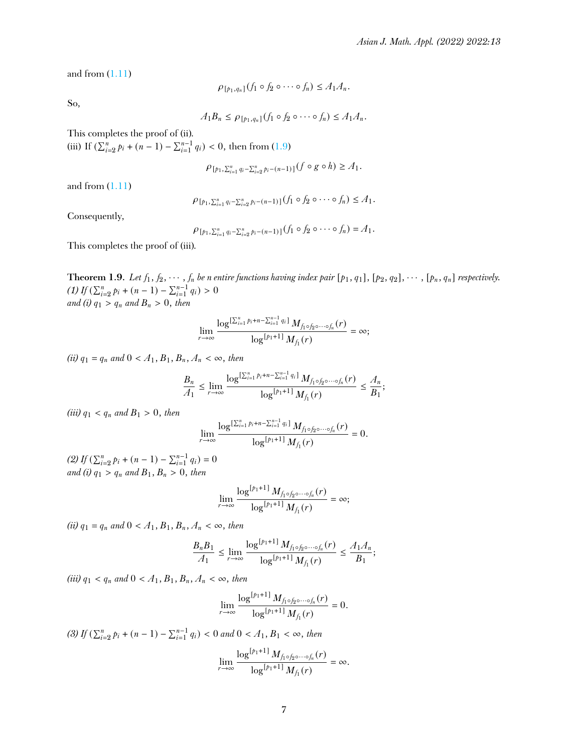and from (1.11)

$$\rho_{[p_1,q_n]}(f_1 \circ f_2 \circ \cdots \circ f_n) \leq A_1 A_n.$$

So,

$$A_1 B_n \leq \rho_{[p_1,q_n]}(f_1 \circ f_2 \circ \cdots \circ f_n) \leq A_1 A_n.$$

This completes the proof of (ii).

(iii) If $(\sum_{i=2}^{n} p_i + (n-1) - \sum_{i=1}^{n-1} q_i) < 0$, then from (1.9)

$$\rho_{[p_1, \sum_{i=1}^{n} q_i - \sum_{i=2}^{n} p_i - (n-1)]}(f \circ g \circ h) \geq A_1.$$

and from (1.11)

$$\rho_{[p_1, \sum_{i=1}^{n} q_i - \sum_{i=2}^{n} p_i - (n-1)]}(f_1 \circ f_2 \circ \cdots \circ f_n) \leq A_1.$$

Consequently,

$$\rho_{[p_1, \sum_{i=1}^{n} q_i - \sum_{i=2}^{n} p_i - (n-1)]}(f_1 \circ f_2 \circ \cdots \circ f_n) = A_1.$$

This completes the proof of (iii).

**Theorem 1.9.** *Let $f_1, f_2, \cdots, f_n$ be n entire functions having index pair $[p_1, q_1], [p_2, q_2], \cdots, [p_n, q_n]$ respectively.*
*(1) If $(\sum_{i=2}^{n} p_i + (n-1) - \sum_{i=1}^{n-1} q_i) > 0$*
*and (i) $q_1 > q_n$ and $B_n > 0$, then*

$$\lim_{r\to\infty} \frac{\log^{[\sum_{i=1}^{n} p_i + n - \sum_{i=1}^{n-1} q_i]} M_{f_1 \circ f_2 \circ \cdots \circ f_n}(r)}{\log^{[p_1+1]} M_{f_1}(r)} = \infty;$$

*(ii) $q_1 = q_n$ and $0 < A_1, B_1, B_n, A_n < \infty$, then*

$$\frac{B_n}{A_1} \leq \lim_{r\to\infty} \frac{\log^{[\sum_{i=1}^{n} p_i + n - \sum_{i=1}^{n-1} q_i]} M_{f_1 \circ f_2 \circ \cdots \circ f_n}(r)}{\log^{[p_1+1]} M_{f_1}(r)} \leq \frac{A_n}{B_1};$$

*(iii) $q_1 < q_n$ and $B_1 > 0$, then*

$$\lim_{r\to\infty} \frac{\log^{[\sum_{i=1}^{n} p_i + n - \sum_{i=1}^{n-1} q_i]} M_{f_1 \circ f_2 \circ \cdots \circ f_n}(r)}{\log^{[p_1+1]} M_{f_1}(r)} = 0.$$

*(2) If $(\sum_{i=2}^{n} p_i + (n-1) - \sum_{i=1}^{n-1} q_i) = 0$*
*and (i) $q_1 > q_n$ and $B_1, B_n > 0$, then*

$$\lim_{r\to\infty} \frac{\log^{[p_1+1]} M_{f_1 \circ f_2 \circ \cdots \circ f_n}(r)}{\log^{[p_1+1]} M_{f_1}(r)} = \infty;$$

*(ii) $q_1 = q_n$ and $0 < A_1, B_1, B_n, A_n < \infty$, then*

$$\frac{B_n B_1}{A_1} \leq \lim_{r\to\infty} \frac{\log^{[p_1+1]} M_{f_1 \circ f_2 \circ \cdots \circ f_n}(r)}{\log^{[p_1+1]} M_{f_1}(r)} \leq \frac{A_1 A_n}{B_1};$$

*(iii) $q_1 < q_n$ and $0 < A_1, B_1, B_n, A_n < \infty$, then*

$$\lim_{r\to\infty} \frac{\log^{[p_1+1]} M_{f_1 \circ f_2 \circ \cdots \circ f_n}(r)}{\log^{[p_1+1]} M_{f_1}(r)} = 0.$$

*(3) If $(\sum_{i=2}^{n} p_i + (n-1) - \sum_{i=1}^{n-1} q_i) < 0$ and $0 < A_1, B_1 < \infty$, then*

$$\lim_{r\to\infty} \frac{\log^{[p_1+1]} M_{f_1 \circ f_2 \circ \cdots \circ f_n}(r)}{\log^{[p_1+1]} M_{f_1}(r)} = \infty.$$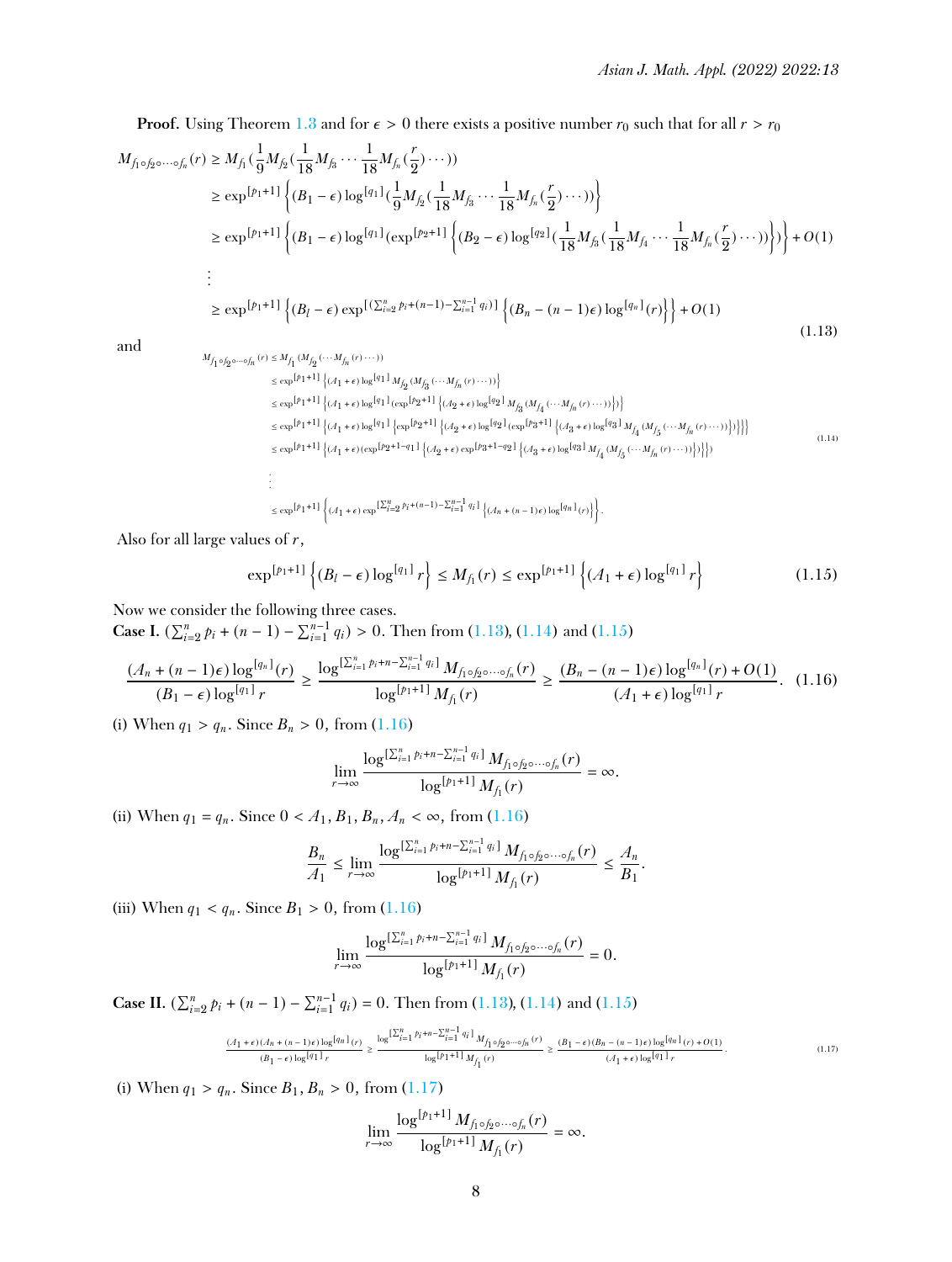**Proof.** Using Theorem 1.3 and for $\epsilon > 0$ there exists a positive number $r_0$ such that for all $r > r_0$

$$
\begin{aligned}
M_{f_1\circ f_2\circ\cdots\circ f_n}(r) &\geq M_{f_1}(\frac{1}{9}M_{f_2}(\frac{1}{18}M_{f_3}\cdots\frac{1}{18}M_{f_n}(\frac{r}{2})\cdots)) \\
&\geq \exp^{[p_1+1]}\left\{(B_1-\epsilon)\log^{[q_1]}(\frac{1}{9}M_{f_2}(\frac{1}{18}M_{f_3}\cdots\frac{1}{18}M_{f_n}(\frac{r}{2})\cdots))\right\} \\
&\geq \exp^{[p_1+1]}\left\{(B_1-\epsilon)\log^{[q_1]}(\exp^{[p_2+1]}\left\{(B_2-\epsilon)\log^{[q_2]}(\frac{1}{18}M_{f_3}(\frac{1}{18}M_{f_4}\cdots\frac{1}{18}M_{f_n}(\frac{r}{2})\cdots))\right\})\right\}+O(1) \\
&\;\;\vdots \\
&\geq \exp^{[p_1+1]}\left\{(B_l-\epsilon)\exp^{[(\sum_{i=2}^{n}p_i+(n-1)-\sum_{i=1}^{n-1}q_i)]}\left\{(B_n-(n-1)\epsilon)\log^{[q_n]}(r)\right\}\right\}+O(1)
\end{aligned} \tag{1.13}
$$

and

$$
\begin{aligned}
M_{f_1\circ f_2\circ\cdots\circ f_n}(r) &\leq M_{f_1}(M_{f_2}(\cdots M_{f_n}(r)\cdots)) \\
&\leq \exp^{[p_1+1]}\left\{(A_1+\epsilon)\log^{[q_1]}M_{f_2}(M_{f_3}(\cdots M_{f_n}(r)\cdots))\right\} \\
&\leq \exp^{[p_1+1]}\left\{(A_1+\epsilon)\log^{[q_1]}(\exp^{[p_2+1]}\left\{(A_2+\epsilon)\log^{[q_2]}M_{f_3}(M_{f_4}(\cdots M_{f_n}(r)\cdots))\right\})\right\} \\
&\leq \exp^{[p_1+1]}\left\{(A_1+\epsilon)\log^{[q_1]}\left\{\exp^{[p_2+1]}\left\{(A_2+\epsilon)\log^{[q_2]}(\exp^{[p_3+1]}\left\{(A_3+\epsilon)\log^{[q_3]}M_{f_4}(M_{f_5}(\cdots M_{f_n}(r)\cdots))\right\})\right\}\right\}\right\} \\
&\leq \exp^{[p_1+1]}\left\{(A_1+\epsilon)(\exp^{[p_2+1-q_1]}\left\{(A_2+\epsilon)\exp^{[p_3+1-q_2]}\left\{(A_3+\epsilon)\log^{[q_3]}M_{f_4}(M_{f_5}(\cdots M_{f_n}(r)\cdots))\right\}\right\})\right\} \\
&\;\;\vdots \\
&\leq \exp^{[p_1+1]}\left\{(A_1+\epsilon)\exp^{[\sum_{i=2}^{n}p_i+(n-1)-\sum_{i=1}^{n-1}q_i]}\left\{(A_n+(n-1)\epsilon)\log^{[q_n]}(r)\right\}\right\}.
\end{aligned} \tag{1.14}
$$

Also for all large values of $r$,

$$
\exp^{[p_1+1]}\left\{(B_l-\epsilon)\log^{[q_1]}r\right\} \leq M_{f_1}(r) \leq \exp^{[p_1+1]}\left\{(A_1+\epsilon)\log^{[q_1]}r\right\} \tag{1.15}
$$

Now we consider the following three cases.

**Case I.** $(\sum_{i=2}^{n}p_i+(n-1)-\sum_{i=1}^{n-1}q_i) > 0$. Then from (1.13), (1.14) and (1.15)

$$
\frac{(A_n+(n-1)\epsilon)\log^{[q_n]}(r)}{(B_1-\epsilon)\log^{[q_1]}r} \geq \frac{\log^{[\sum_{i=1}^{n}p_i+n-\sum_{i=1}^{n-1}q_i]}M_{f_1\circ f_2\circ\cdots\circ f_n}(r)}{\log^{[p_1+1]}M_{f_1}(r)} \geq \frac{(B_n-(n-1)\epsilon)\log^{[q_n]}(r)+O(1)}{(A_1+\epsilon)\log^{[q_1]}r}. \tag{1.16}
$$

(i) When $q_1 > q_n$. Since $B_n > 0$, from (1.16)

$$
\lim_{r\to\infty}\frac{\log^{[\sum_{i=1}^{n}p_i+n-\sum_{i=1}^{n-1}q_i]}M_{f_1\circ f_2\circ\cdots\circ f_n}(r)}{\log^{[p_1+1]}M_{f_1}(r)} = \infty.
$$

(ii) When $q_1 = q_n$. Since $0 < A_1, B_1, B_n, A_n < \infty$, from (1.16)

$$
\frac{B_n}{A_1} \leq \lim_{r\to\infty}\frac{\log^{[\sum_{i=1}^{n}p_i+n-\sum_{i=1}^{n-1}q_i]}M_{f_1\circ f_2\circ\cdots\circ f_n}(r)}{\log^{[p_1+1]}M_{f_1}(r)} \leq \frac{A_n}{B_1}.
$$

(iii) When $q_1 < q_n$. Since $B_1 > 0$, from (1.16)

$$
\lim_{r\to\infty}\frac{\log^{[\sum_{i=1}^{n}p_i+n-\sum_{i=1}^{n-1}q_i]}M_{f_1\circ f_2\circ\cdots\circ f_n}(r)}{\log^{[p_1+1]}M_{f_1}(r)} = 0.
$$

**Case II.** $(\sum_{i=2}^{n}p_i+(n-1)-\sum_{i=1}^{n-1}q_i) = 0$. Then from (1.13), (1.14) and (1.15)

$$
\frac{(A_1+\epsilon)(A_n+(n-1)\epsilon)\log^{[q_n]}(r)}{(B_1-\epsilon)\log^{[q_1]}r} \geq \frac{\log^{[\sum_{i=1}^{n}p_i+n-\sum_{i=1}^{n-1}q_i]}M_{f_1\circ f_2\circ\cdots\circ f_n}(r)}{\log^{[p_1+1]}M_{f_1}(r)} \geq \frac{(B_1-\epsilon)(B_n-(n-1)\epsilon)\log^{[q_n]}(r)+O(1)}{(A_1+\epsilon)\log^{[q_1]}r}. \tag{1.17}
$$

(i) When $q_1 > q_n$. Since $B_1, B_n > 0$, from (1.17)

$$
\lim_{r\to\infty}\frac{\log^{[p_1+1]}M_{f_1\circ f_2\circ\cdots\circ f_n}(r)}{\log^{[p_1+1]}M_{f_1}(r)} = \infty.
$$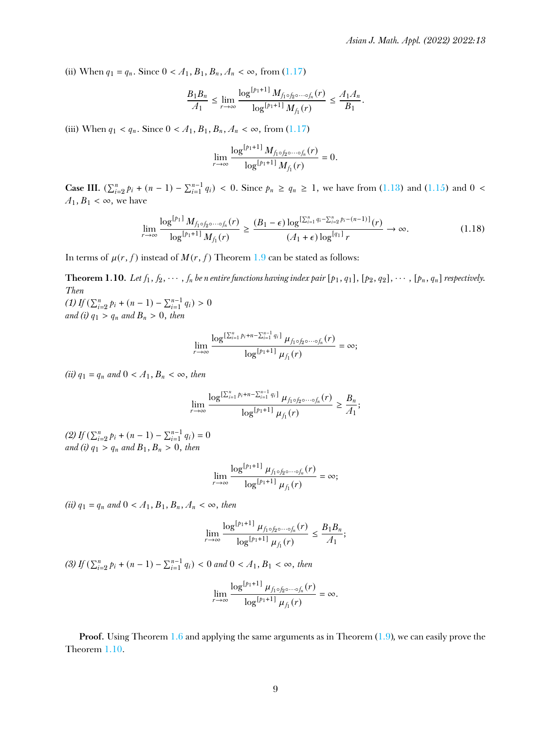(ii) When $q_1 = q_n$. Since $0 < A_1, B_1, B_n, A_n < \infty$, from (1.17)

$$\frac{B_1 B_n}{A_1} \leq \lim_{r\to\infty} \frac{\log^{[p_1+1]} M_{f_1\circ f_2\circ\cdots\circ f_n}(r)}{\log^{[p_1+1]} M_{f_1}(r)} \leq \frac{A_1 A_n}{B_1}.$$

(iii) When $q_1 < q_n$. Since $0 < A_1, B_1, B_n, A_n < \infty$, from (1.17)

$$\lim_{r\to\infty} \frac{\log^{[p_1+1]} M_{f_1\circ f_2\circ\cdots\circ f_n}(r)}{\log^{[p_1+1]} M_{f_1}(r)} = 0.$$

**Case III.** $(\sum_{i=2}^{n} p_i + (n-1) - \sum_{i=1}^{n-1} q_i) < 0$. Since $p_n \geq q_n \geq 1$, we have from (1.13) and (1.15) and $0 < A_1, B_1 < \infty$, we have

$$\lim_{r\to\infty} \frac{\log^{[p_1]} M_{f_1\circ f_2\circ\cdots\circ f_n}(r)}{\log^{[p_1+1]} M_{f_1}(r)} \geq \frac{(B_1-\epsilon)\log^{[\sum_{i=1}^{n} q_i - \sum_{i=2}^{n} p_i - (n-1)]}(r)}{(A_1+\epsilon)\log^{[q_1]} r} \to \infty. \tag{1.18}$$

In terms of $\mu(r, f)$ instead of $M(r, f)$ Theorem 1.9 can be stated as follows:

**Theorem 1.10.** *Let $f_1, f_2, \cdots, f_n$ be n entire functions having index pair $[p_1, q_1], [p_2, q_2], \cdots, [p_n, q_n]$ respectively. Then*
*(1) If $(\sum_{i=2}^{n} p_i + (n-1) - \sum_{i=1}^{n-1} q_i) > 0$*
*and (i) $q_1 > q_n$ and $B_n > 0$, then*

$$\lim_{r\to\infty} \frac{\log^{[\sum_{i=1}^{n} p_i + n - \sum_{i=1}^{n-1} q_i]} \mu_{f_1\circ f_2\circ\cdots\circ f_n}(r)}{\log^{[p_1+1]} \mu_{f_1}(r)} = \infty;$$

*(ii) $q_1 = q_n$ and $0 < A_1, B_n < \infty$, then*

$$\lim_{r\to\infty} \frac{\log^{[\sum_{i=1}^{n} p_i + n - \sum_{i=1}^{n-1} q_i]} \mu_{f_1\circ f_2\circ\cdots\circ f_n}(r)}{\log^{[p_1+1]} \mu_{f_1}(r)} \geq \frac{B_n}{A_1};$$

*(2) If $(\sum_{i=2}^{n} p_i + (n-1) - \sum_{i=1}^{n-1} q_i) = 0$*
*and (i) $q_1 > q_n$ and $B_1, B_n > 0$, then*

$$\lim_{r\to\infty} \frac{\log^{[p_1+1]} \mu_{f_1\circ f_2\circ\cdots\circ f_n}(r)}{\log^{[p_1+1]} \mu_{f_1}(r)} = \infty;$$

*(ii) $q_1 = q_n$ and $0 < A_1, B_1, B_n, A_n < \infty$, then*

$$\lim_{r\to\infty} \frac{\log^{[p_1+1]} \mu_{f_1\circ f_2\circ\cdots\circ f_n}(r)}{\log^{[p_1+1]} \mu_{f_1}(r)} \leq \frac{B_1 B_n}{A_1};$$

*(3) If $(\sum_{i=2}^{n} p_i + (n-1) - \sum_{i=1}^{n-1} q_i) < 0$ and $0 < A_1, B_1 < \infty$, then*

$$\lim_{r\to\infty} \frac{\log^{[p_1+1]} \mu_{f_1\circ f_2\circ\cdots\circ f_n}(r)}{\log^{[p_1+1]} \mu_{f_1}(r)} = \infty.$$

**Proof.** Using Theorem 1.6 and applying the same arguments as in Theorem (1.9), we can easily prove the Theorem 1.10.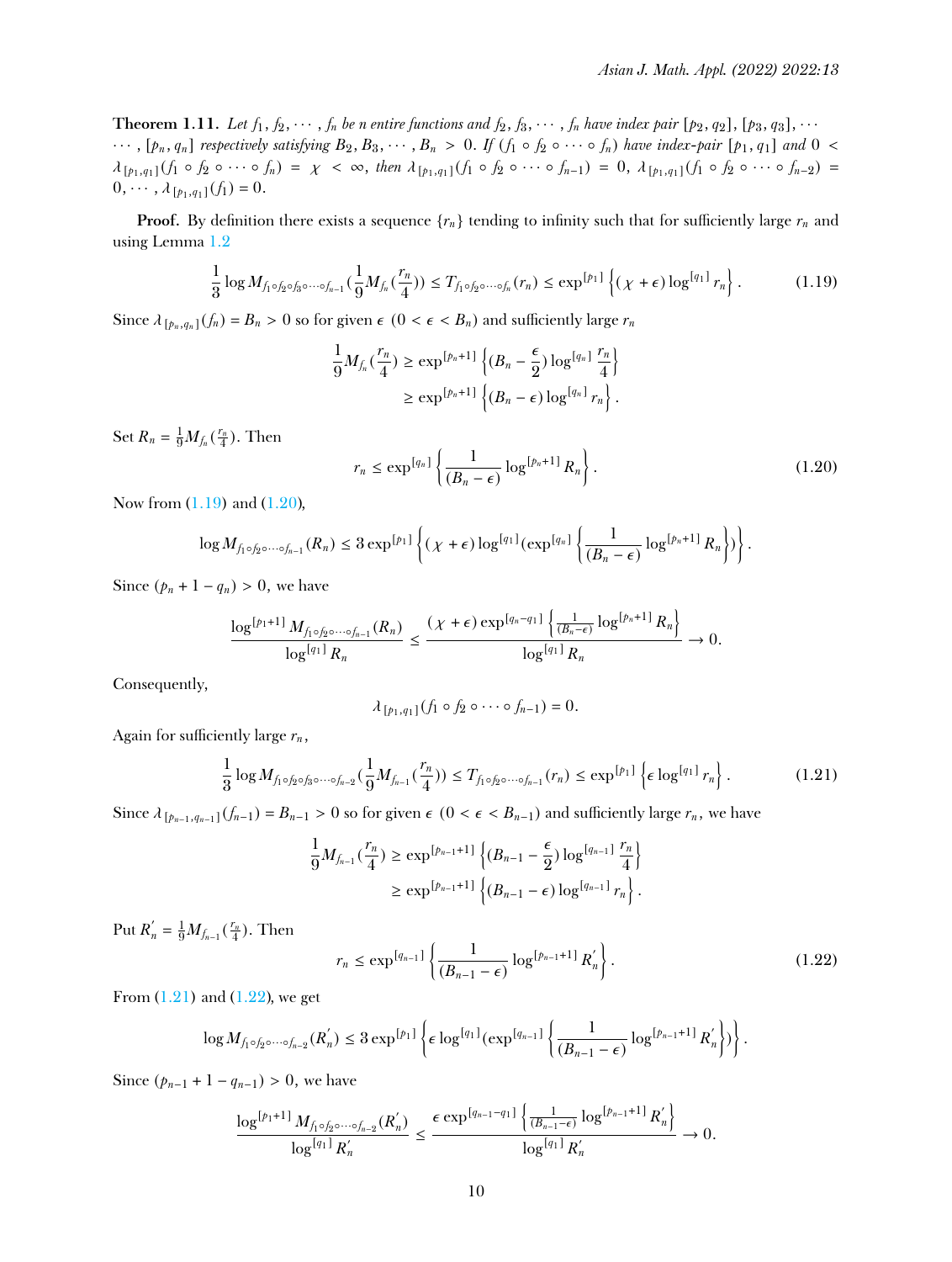**Theorem 1.11.** *Let $f_1, f_2, \cdots, f_n$ be n entire functions and $f_2, f_3, \cdots, f_n$ have index pair $[p_2, q_2]$, $[p_3, q_3]$, $\cdots$ $\cdots$, $[p_n, q_n]$ respectively satisfying $B_2, B_3, \cdots, B_n > 0$. If $(f_1 \circ f_2 \circ \cdots \circ f_n)$ have index-pair $[p_1, q_1]$ and $0 < \lambda_{[p_1,q_1]}(f_1 \circ f_2 \circ \cdots \circ f_n) = \chi < \infty$, then $\lambda_{[p_1,q_1]}(f_1 \circ f_2 \circ \cdots \circ f_{n-1}) = 0$, $\lambda_{[p_1,q_1]}(f_1 \circ f_2 \circ \cdots \circ f_{n-2}) = 0, \cdots, \lambda_{[p_1,q_1]}(f_1) = 0$.*

**Proof.** By definition there exists a sequence $\{r_n\}$ tending to infinity such that for sufficiently large $r_n$ and using Lemma 1.2

$$\frac{1}{3}\log M_{f_1\circ f_2\circ f_3\circ\cdots\circ f_{n-1}}(\frac{1}{9}M_{f_n}(\frac{r_n}{4})) \le T_{f_1\circ f_2\circ\cdots\circ f_n}(r_n) \le \exp^{[p_1]}\left\{(\chi+\epsilon)\log^{[q_1]} r_n\right\}. \tag{1.19}$$

Since $\lambda_{[p_n,q_n]}(f_n) = B_n > 0$ so for given $\epsilon$ $(0 < \epsilon < B_n)$ and sufficiently large $r_n$

$$\begin{aligned}\frac{1}{9}M_{f_n}(\frac{r_n}{4}) &\ge \exp^{[p_n+1]}\left\{(B_n - \frac{\epsilon}{2})\log^{[q_n]}\frac{r_n}{4}\right\}\\ &\ge \exp^{[p_n+1]}\left\{(B_n-\epsilon)\log^{[q_n]} r_n\right\}.\end{aligned}$$

Set $R_n = \frac{1}{9}M_{f_n}(\frac{r_n}{4})$. Then

$$r_n \le \exp^{[q_n]}\left\{\frac{1}{(B_n-\epsilon)}\log^{[p_n+1]} R_n\right\}. \tag{1.20}$$

Now from (1.19) and (1.20),

$$\log M_{f_1\circ f_2\circ\cdots\circ f_{n-1}}(R_n) \le 3\exp^{[p_1]}\left\{(\chi+\epsilon)\log^{[q_1]}(\exp^{[q_n]}\left\{\frac{1}{(B_n-\epsilon)}\log^{[p_n+1]} R_n\right\})\right\}.$$

Since $(p_n + 1 - q_n) > 0$, we have

$$\frac{\log^{[p_1+1]} M_{f_1\circ f_2\circ\cdots\circ f_{n-1}}(R_n)}{\log^{[q_1]} R_n} \le \frac{(\chi+\epsilon)\exp^{[q_n-q_1]}\left\{\frac{1}{(B_n-\epsilon)}\log^{[p_n+1]} R_n\right\}}{\log^{[q_1]} R_n} \to 0.$$

Consequently,

$$\lambda_{[p_1,q_1]}(f_1 \circ f_2 \circ \cdots \circ f_{n-1}) = 0.$$

Again for sufficiently large $r_n$,

$$\frac{1}{3}\log M_{f_1\circ f_2\circ f_3\circ\cdots\circ f_{n-2}}(\frac{1}{9}M_{f_{n-1}}(\frac{r_n}{4})) \le T_{f_1\circ f_2\circ\cdots\circ f_{n-1}}(r_n) \le \exp^{[p_1]}\left\{\epsilon\log^{[q_1]} r_n\right\}. \tag{1.21}$$

Since $\lambda_{[p_{n-1},q_{n-1}]}(f_{n-1}) = B_{n-1} > 0$ so for given $\epsilon$ $(0 < \epsilon < B_{n-1})$ and sufficiently large $r_n$, we have

$$\begin{aligned}\frac{1}{9}M_{f_{n-1}}(\frac{r_n}{4}) &\ge \exp^{[p_{n-1}+1]}\left\{(B_{n-1} - \frac{\epsilon}{2})\log^{[q_{n-1}]}\frac{r_n}{4}\right\}\\ &\ge \exp^{[p_{n-1}+1]}\left\{(B_{n-1}-\epsilon)\log^{[q_{n-1}]} r_n\right\}.\end{aligned}$$

Put $R_n^{'} = \frac{1}{9}M_{f_{n-1}}(\frac{r_n}{4})$. Then

$$r_n \le \exp^{[q_{n-1}]}\left\{\frac{1}{(B_{n-1}-\epsilon)}\log^{[p_{n-1}+1]} R_n^{'}\right\}. \tag{1.22}$$

From (1.21) and (1.22), we get

$$\log M_{f_1\circ f_2\circ\cdots\circ f_{n-2}}(R_n^{'}) \le 3\exp^{[p_1]}\left\{\epsilon\log^{[q_1]}(\exp^{[q_{n-1}]}\left\{\frac{1}{(B_{n-1}-\epsilon)}\log^{[p_{n-1}+1]} R_n^{'}\right\})\right\}.$$

Since $(p_{n-1} + 1 - q_{n-1}) > 0$, we have

$$\frac{\log^{[p_1+1]} M_{f_1\circ f_2\circ\cdots\circ f_{n-2}}(R_n^{'})}{\log^{[q_1]} R_n^{'}} \le \frac{\epsilon\exp^{[q_{n-1}-q_1]}\left\{\frac{1}{(B_{n-1}-\epsilon)}\log^{[p_{n-1}+1]} R_n^{'}\right\}}{\log^{[q_1]} R_n^{'}} \to 0.$$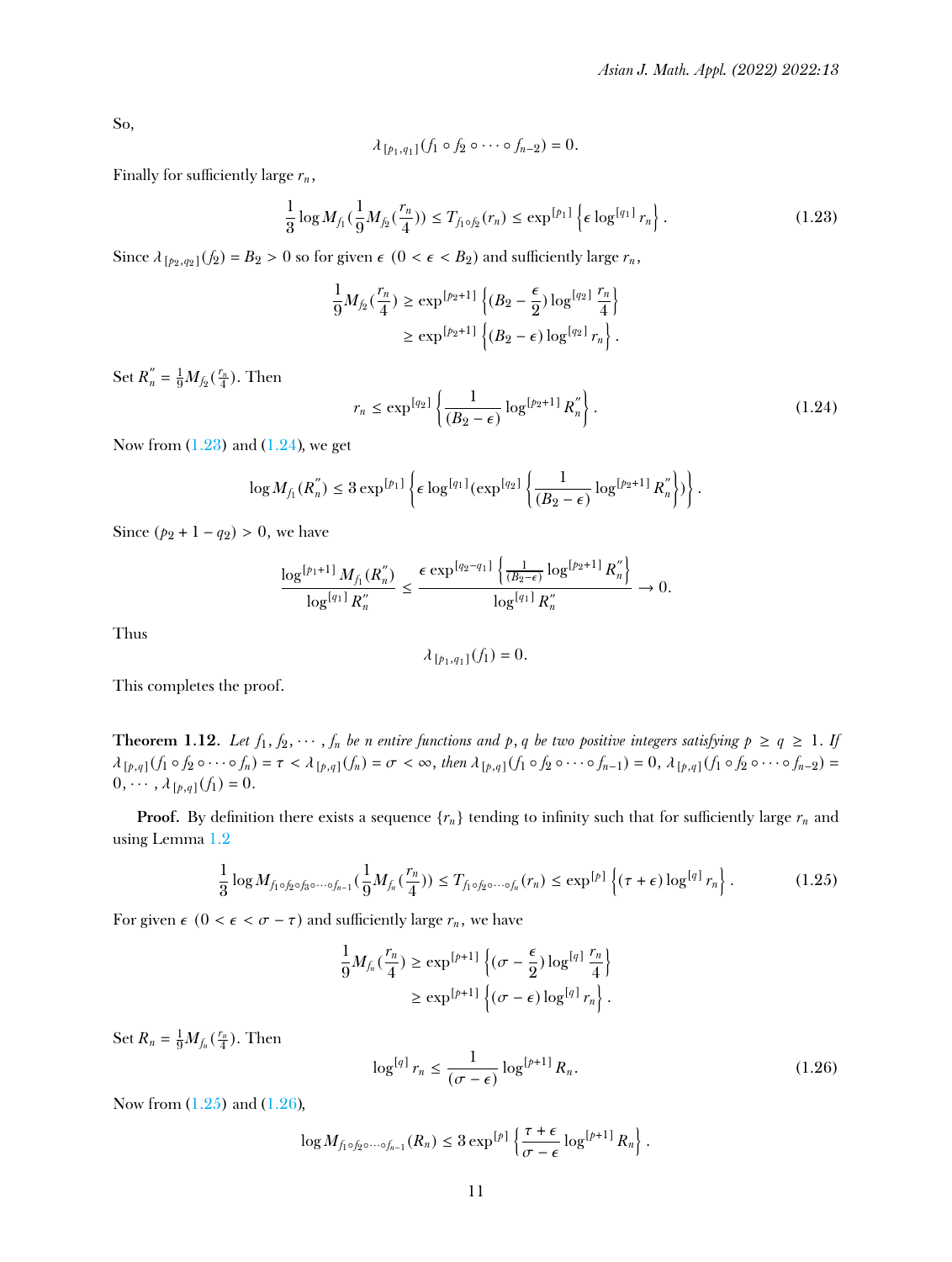So,

$$\lambda_{[p_1,q_1]}(f_1 \circ f_2 \circ \cdots \circ f_{n-2}) = 0.$$

Finally for sufficiently large $r_n$,

$$\frac{1}{3}\log M_{f_1}(\frac{1}{9}M_{f_2}(\frac{r_n}{4})) \leq T_{f_1 \circ f_2}(r_n) \leq \exp^{[p_1]}\left\{\epsilon \log^{[q_1]} r_n\right\}. \tag{1.23}$$

Since $\lambda_{[p_2,q_2]}(f_2) = B_2 > 0$ so for given $\epsilon$ $(0 < \epsilon < B_2)$ and sufficiently large $r_n$,

$$\begin{aligned}\frac{1}{9}M_{f_2}(\frac{r_n}{4}) &\geq \exp^{[p_2+1]}\left\{(B_2 - \frac{\epsilon}{2})\log^{[q_2]}\frac{r_n}{4}\right\} \\ &\geq \exp^{[p_2+1]}\left\{(B_2 - \epsilon)\log^{[q_2]} r_n\right\}.\end{aligned}$$

Set $R_n^{''} = \frac{1}{9}M_{f_2}(\frac{r_n}{4})$. Then

$$r_n \leq \exp^{[q_2]}\left\{\frac{1}{(B_2 - \epsilon)}\log^{[p_2+1]} R_n^{''}\right\}. \tag{1.24}$$

Now from (1.23) and (1.24), we get

$$\log M_{f_1}(R_n^{''}) \leq 3\exp^{[p_1]}\left\{\epsilon \log^{[q_1]}(\exp^{[q_2]}\left\{\frac{1}{(B_2 - \epsilon)}\log^{[p_2+1]} R_n^{''}\right\})\right\}.$$

Since $(p_2 + 1 - q_2) > 0$, we have

$$\frac{\log^{[p_1+1]} M_{f_1}(R_n^{''})}{\log^{[q_1]} R_n^{''}} \leq \frac{\epsilon \exp^{[q_2-q_1]}\left\{\frac{1}{(B_2-\epsilon)}\log^{[p_2+1]} R_n^{''}\right\}}{\log^{[q_1]} R_n^{''}} \to 0.$$

Thus

$$\lambda_{[p_1,q_1]}(f_1) = 0.$$

This completes the proof.

**Theorem 1.12.** *Let $f_1, f_2, \cdots, f_n$ be $n$ entire functions and $p, q$ be two positive integers satisfying $p \geq q \geq 1$. If $\lambda_{[p,q]}(f_1 \circ f_2 \circ \cdots \circ f_n) = \tau < \lambda_{[p,q]}(f_n) = \sigma < \infty$, then $\lambda_{[p,q]}(f_1 \circ f_2 \circ \cdots \circ f_{n-1}) = 0$, $\lambda_{[p,q]}(f_1 \circ f_2 \circ \cdots \circ f_{n-2}) = 0, \cdots, \lambda_{[p,q]}(f_1) = 0$.*

**Proof.** By definition there exists a sequence $\{r_n\}$ tending to infinity such that for sufficiently large $r_n$ and using Lemma 1.2

$$\frac{1}{3}\log M_{f_1 \circ f_2 \circ f_3 \circ \cdots \circ f_{n-1}}(\frac{1}{9}M_{f_n}(\frac{r_n}{4})) \leq T_{f_1 \circ f_2 \circ \cdots \circ f_n}(r_n) \leq \exp^{[p]}\left\{(\tau + \epsilon)\log^{[q]} r_n\right\}. \tag{1.25}$$

For given $\epsilon$ $(0 < \epsilon < \sigma - \tau)$ and sufficiently large $r_n$, we have

$$\begin{aligned}\frac{1}{9}M_{f_n}(\frac{r_n}{4}) &\geq \exp^{[p+1]}\left\{(\sigma - \frac{\epsilon}{2})\log^{[q]}\frac{r_n}{4}\right\} \\ &\geq \exp^{[p+1]}\left\{(\sigma - \epsilon)\log^{[q]} r_n\right\}.\end{aligned}$$

Set $R_n = \frac{1}{9}M_{f_n}(\frac{r_n}{4})$. Then

$$\log^{[q]} r_n \leq \frac{1}{(\sigma - \epsilon)}\log^{[p+1]} R_n. \tag{1.26}$$

Now from (1.25) and (1.26),

$$\log M_{f_1 \circ f_2 \circ \cdots \circ f_{n-1}}(R_n) \leq 3\exp^{[p]}\left\{\frac{\tau + \epsilon}{\sigma - \epsilon}\log^{[p+1]} R_n\right\}.$$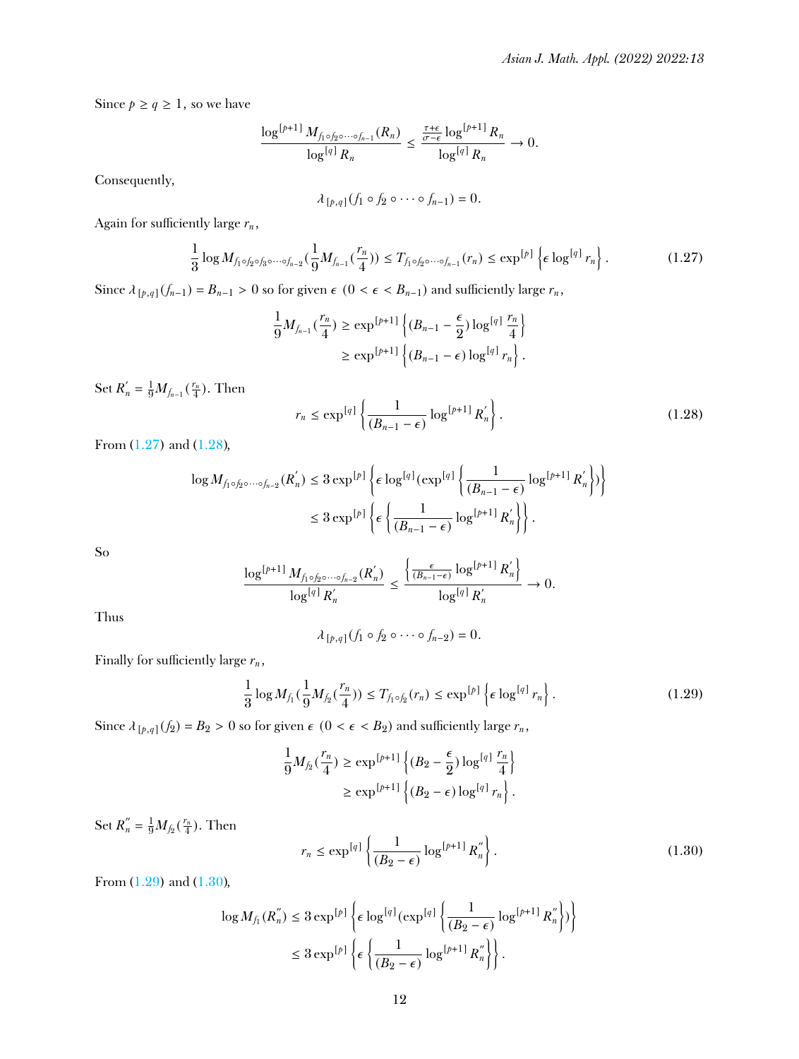Since $p \geq q \geq 1$, so we have

$$\frac{\log^{[p+1]} M_{f_1 \circ f_2 \circ \cdots \circ f_{n-1}}(R_n)}{\log^{[q]} R_n} \leq \frac{\frac{\tau+\epsilon}{\sigma-\epsilon} \log^{[p+1]} R_n}{\log^{[q]} R_n} \to 0.$$

Consequently,

$$\lambda_{[p,q]}(f_1 \circ f_2 \circ \cdots \circ f_{n-1}) = 0.$$

Again for sufficiently large $r_n$,

$$\frac{1}{3} \log M_{f_1 \circ f_2 \circ f_3 \circ \cdots \circ f_{n-2}}(\frac{1}{9} M_{f_{n-1}}(\frac{r_n}{4})) \leq T_{f_1 \circ f_2 \circ \cdots \circ f_{n-1}}(r_n) \leq \exp^{[p]} \left\{ \epsilon \log^{[q]} r_n \right\}. \tag{1.27}$$

Since $\lambda_{[p,q]}(f_{n-1}) = B_{n-1} > 0$ so for given $\epsilon$ $(0 < \epsilon < B_{n-1})$ and sufficiently large $r_n$,

$$\begin{aligned}
\frac{1}{9} M_{f_{n-1}}(\frac{r_n}{4}) &\geq \exp^{[p+1]} \left\{ (B_{n-1} - \frac{\epsilon}{2}) \log^{[q]} \frac{r_n}{4} \right\} \\
&\geq \exp^{[p+1]} \left\{ (B_{n-1} - \epsilon) \log^{[q]} r_n \right\}.
\end{aligned}$$

Set $R_n^{'} = \frac{1}{9} M_{f_{n-1}}(\frac{r_n}{4})$. Then

$$r_n \leq \exp^{[q]} \left\{ \frac{1}{(B_{n-1} - \epsilon)} \log^{[p+1]} R_n^{'} \right\}. \tag{1.28}$$

From (1.27) and (1.28),

$$\begin{aligned}
\log M_{f_1 \circ f_2 \circ \cdots \circ f_{n-2}}(R_n^{'}) &\leq 3 \exp^{[p]} \left\{ \epsilon \log^{[q]} (\exp^{[q]} \left\{ \frac{1}{(B_{n-1} - \epsilon)} \log^{[p+1]} R_n^{'} \right\}) \right\} \\
&\leq 3 \exp^{[p]} \left\{ \epsilon \left\{ \frac{1}{(B_{n-1} - \epsilon)} \log^{[p+1]} R_n^{'} \right\} \right\}.
\end{aligned}$$

So

$$\frac{\log^{[p+1]} M_{f_1 \circ f_2 \circ \cdots \circ f_{n-2}}(R_n^{'})}{\log^{[q]} R_n^{'}} \leq \frac{\left\{ \frac{\epsilon}{(B_{n-1} - \epsilon)} \log^{[p+1]} R_n^{'} \right\}}{\log^{[q]} R_n^{'}} \to 0.$$

Thus

$$\lambda_{[p,q]}(f_1 \circ f_2 \circ \cdots \circ f_{n-2}) = 0.$$

Finally for sufficiently large $r_n$,

$$\frac{1}{3} \log M_{f_1}(\frac{1}{9} M_{f_2}(\frac{r_n}{4})) \leq T_{f_1 \circ f_2}(r_n) \leq \exp^{[p]} \left\{ \epsilon \log^{[q]} r_n \right\}. \tag{1.29}$$

Since $\lambda_{[p,q]}(f_2) = B_2 > 0$ so for given $\epsilon$ $(0 < \epsilon < B_2)$ and sufficiently large $r_n$,

$$\begin{aligned}
\frac{1}{9} M_{f_2}(\frac{r_n}{4}) &\geq \exp^{[p+1]} \left\{ (B_2 - \frac{\epsilon}{2}) \log^{[q]} \frac{r_n}{4} \right\} \\
&\geq \exp^{[p+1]} \left\{ (B_2 - \epsilon) \log^{[q]} r_n \right\}.
\end{aligned}$$

Set $R_n^{''} = \frac{1}{9} M_{f_2}(\frac{r_n}{4})$. Then

$$r_n \leq \exp^{[q]} \left\{ \frac{1}{(B_2 - \epsilon)} \log^{[p+1]} R_n^{''} \right\}. \tag{1.30}$$

From (1.29) and (1.30),

$$\begin{aligned}
\log M_{f_1}(R_n^{''}) &\leq 3 \exp^{[p]} \left\{ \epsilon \log^{[q]} (\exp^{[q]} \left\{ \frac{1}{(B_2 - \epsilon)} \log^{[p+1]} R_n^{''} \right\}) \right\} \\
&\leq 3 \exp^{[p]} \left\{ \epsilon \left\{ \frac{1}{(B_2 - \epsilon)} \log^{[p+1]} R_n^{''} \right\} \right\}.
\end{aligned}$$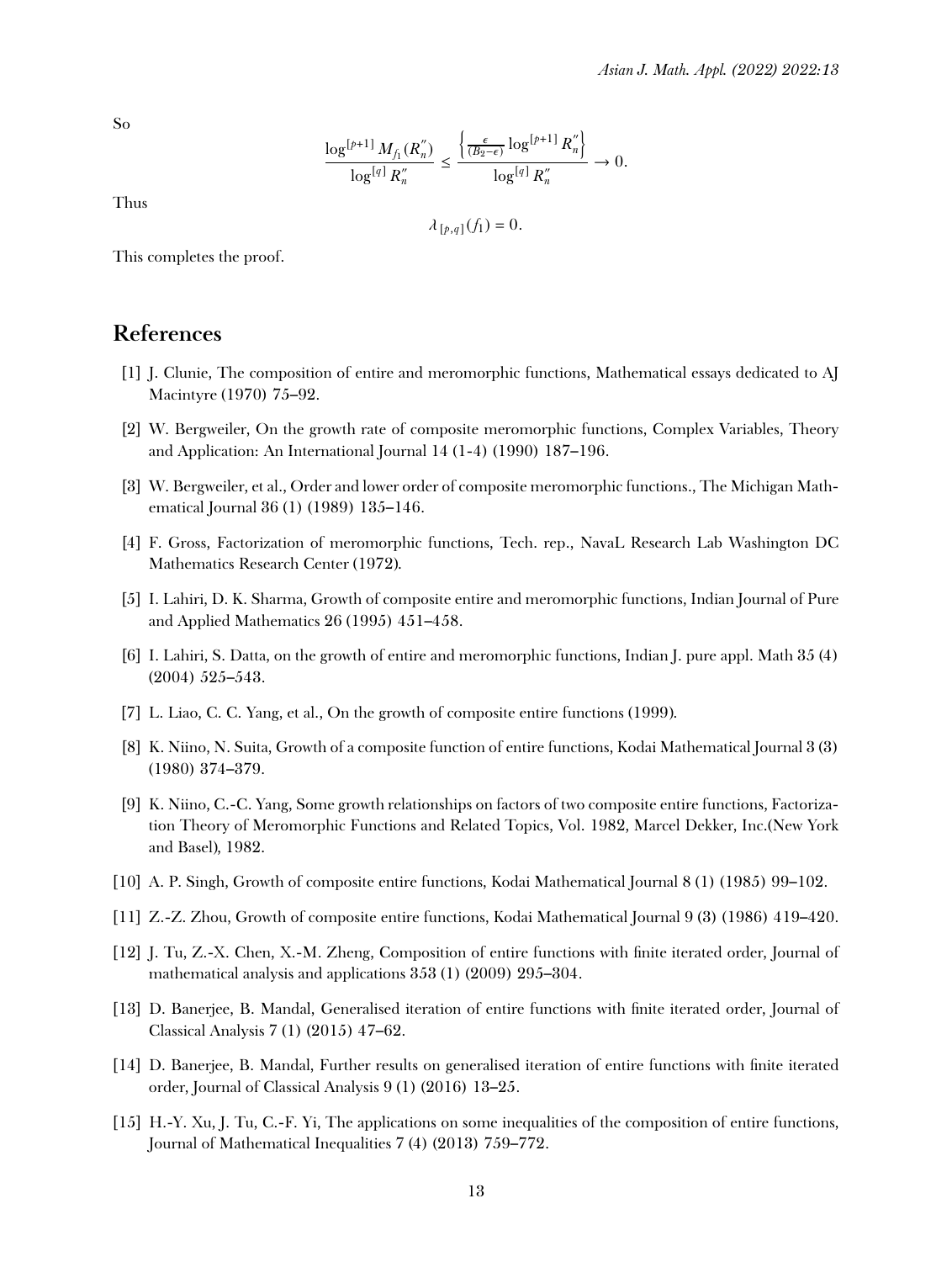So

$$\frac{\log^{[p+1]} M_{f_1}(R_n'')}{\log^{[q]} R_n''} \leq \frac{\left\{\frac{\epsilon}{(B_2-\epsilon)} \log^{[p+1]} R_n''\right\}}{\log^{[q]} R_n''} \to 0.$$

Thus

$$\lambda_{[p,q]}(f_1) = 0.$$

This completes the proof.

## References

[1] J. Clunie, The composition of entire and meromorphic functions, Mathematical essays dedicated to AJ Macintyre (1970) 75–92.

[2] W. Bergweiler, On the growth rate of composite meromorphic functions, Complex Variables, Theory and Application: An International Journal 14 (1-4) (1990) 187–196.

[3] W. Bergweiler, et al., Order and lower order of composite meromorphic functions., The Michigan Mathematical Journal 36 (1) (1989) 135–146.

[4] F. Gross, Factorization of meromorphic functions, Tech. rep., NavaL Research Lab Washington DC Mathematics Research Center (1972).

[5] I. Lahiri, D. K. Sharma, Growth of composite entire and meromorphic functions, Indian Journal of Pure and Applied Mathematics 26 (1995) 451–458.

[6] I. Lahiri, S. Datta, on the growth of entire and meromorphic functions, Indian J. pure appl. Math 35 (4) (2004) 525–543.

[7] L. Liao, C. C. Yang, et al., On the growth of composite entire functions (1999).

[8] K. Niino, N. Suita, Growth of a composite function of entire functions, Kodai Mathematical Journal 3 (3) (1980) 374–379.

[9] K. Niino, C.-C. Yang, Some growth relationships on factors of two composite entire functions, Factorization Theory of Meromorphic Functions and Related Topics, Vol. 1982, Marcel Dekker, Inc.(New York and Basel), 1982.

[10] A. P. Singh, Growth of composite entire functions, Kodai Mathematical Journal 8 (1) (1985) 99–102.

[11] Z.-Z. Zhou, Growth of composite entire functions, Kodai Mathematical Journal 9 (3) (1986) 419–420.

[12] J. Tu, Z.-X. Chen, X.-M. Zheng, Composition of entire functions with finite iterated order, Journal of mathematical analysis and applications 353 (1) (2009) 295–304.

[13] D. Banerjee, B. Mandal, Generalised iteration of entire functions with finite iterated order, Journal of Classical Analysis 7 (1) (2015) 47–62.

[14] D. Banerjee, B. Mandal, Further results on generalised iteration of entire functions with finite iterated order, Journal of Classical Analysis 9 (1) (2016) 13–25.

[15] H.-Y. Xu, J. Tu, C.-F. Yi, The applications on some inequalities of the composition of entire functions, Journal of Mathematical Inequalities 7 (4) (2013) 759–772.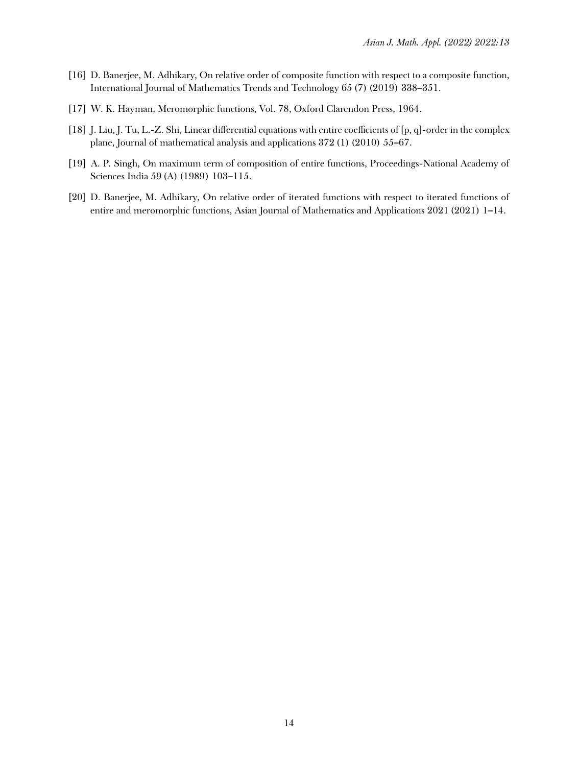[16] D. Banerjee, M. Adhikary, On relative order of composite function with respect to a composite function, International Journal of Mathematics Trends and Technology 65 (7) (2019) 338–351.

[17] W. K. Hayman, Meromorphic functions, Vol. 78, Oxford Clarendon Press, 1964.

[18] J. Liu, J. Tu, L.-Z. Shi, Linear differential equations with entire coefficients of [p, q]-order in the complex plane, Journal of mathematical analysis and applications 372 (1) (2010) 55–67.

[19] A. P. Singh, On maximum term of composition of entire functions, Proceedings-National Academy of Sciences India 59 (A) (1989) 103–115.

[20] D. Banerjee, M. Adhikary, On relative order of iterated functions with respect to iterated functions of entire and meromorphic functions, Asian Journal of Mathematics and Applications 2021 (2021) 1–14.